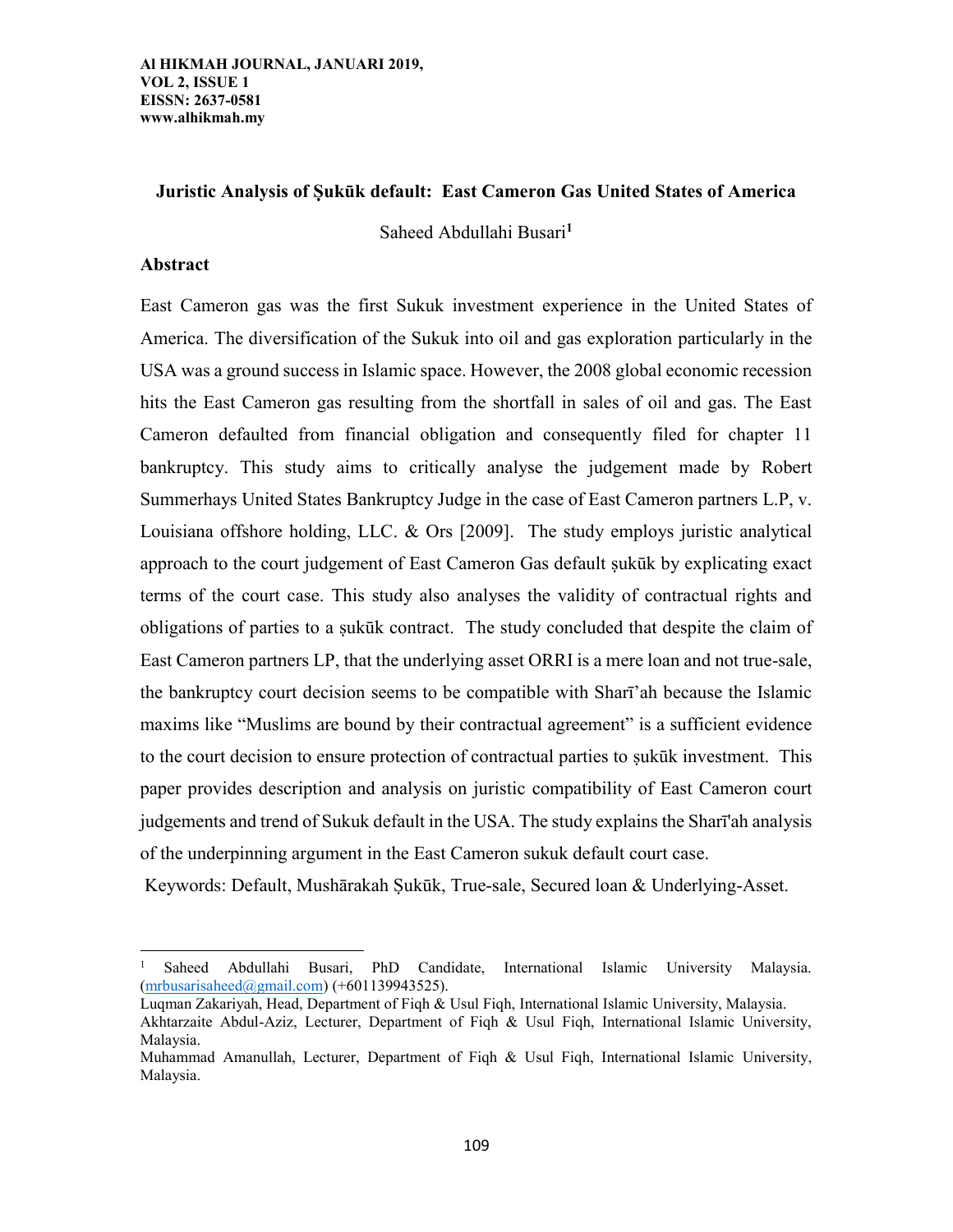# Juristic Analysis of Ṣukūk default: East Cameron Gas United States of America

Saheed Abdullahi Busari[1]

## Abstract

East Cameron gas was the first Sukuk investment experience in the United States of America. The diversification of the Sukuk into oil and gas exploration particularly in the USA was a ground success in Islamic space. However, the 2008 global economic recession hits the East Cameron gas resulting from the shortfall in sales of oil and gas. The East Cameron defaulted from financial obligation and consequently filed for chapter 11 bankruptcy. This study aims to critically analyse the judgement made by Robert Summerhays United States Bankruptcy Judge in the case of East Cameron partners L.P, v. Louisiana offshore holding, LLC. & Ors [2009]. The study employs juristic analytical approach to the court judgement of East Cameron Gas default ṣukūk by explicating exact terms of the court case. This study also analyses the validity of contractual rights and obligations of parties to a ṣukūk contract. The study concluded that despite the claim of East Cameron partners LP, that the underlying asset ORRI is a mere loan and not true-sale, the bankruptcy court decision seems to be compatible with Sharī'ah because the Islamic maxims like "Muslims are bound by their contractual agreement" is a sufficient evidence to the court decision to ensure protection of contractual parties to ṣukūk investment. This paper provides description and analysis on juristic compatibility of East Cameron court judgements and trend of Sukuk default in the USA. The study explains the Sharī'ah analysis of the underpinning argument in the East Cameron sukuk default court case.

Keywords: Default, Mushārakah Ṣukūk, True-sale, Secured loan & Underlying-Asset.

---

[1] Saheed Abdullahi Busari, PhD Candidate, International Islamic University Malaysia. (mrbusarisaheed@gmail.com) (+601139943525).

Luqman Zakariyah, Head, Department of Fiqh & Usul Fiqh, International Islamic University, Malaysia.

Akhtarzaite Abdul-Aziz, Lecturer, Department of Fiqh & Usul Fiqh, International Islamic University, Malaysia.

Muhammad Amanullah, Lecturer, Department of Fiqh & Usul Fiqh, International Islamic University, Malaysia.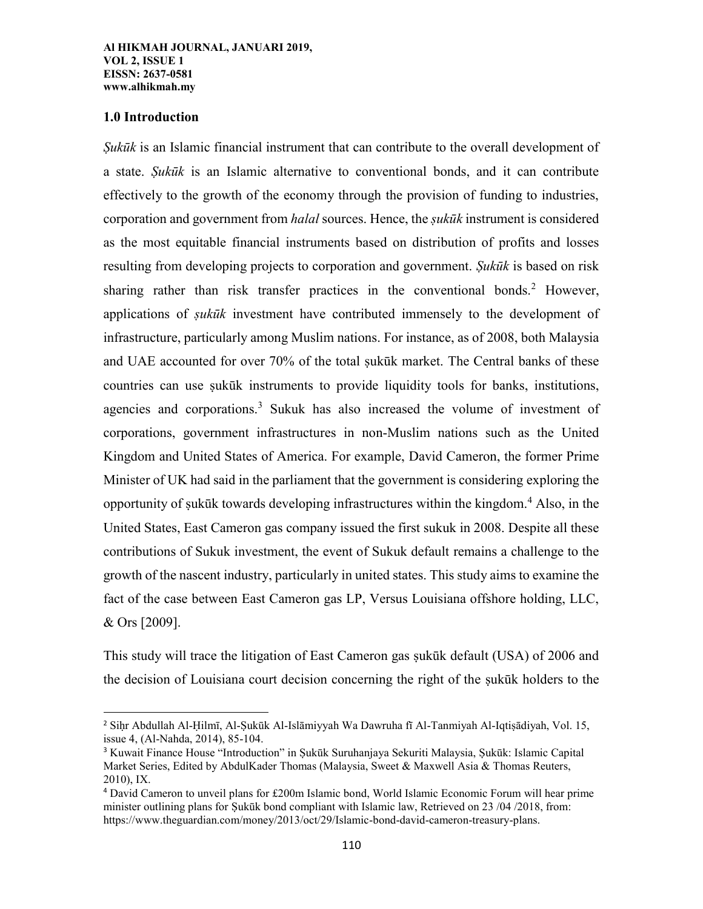## 1.0 Introduction

*Ṣukūk* is an Islamic financial instrument that can contribute to the overall development of a state. *Ṣukūk* is an Islamic alternative to conventional bonds, and it can contribute effectively to the growth of the economy through the provision of funding to industries, corporation and government from *halal* sources. Hence, the *ṣukūk* instrument is considered as the most equitable financial instruments based on distribution of profits and losses resulting from developing projects to corporation and government. *Ṣukūk* is based on risk sharing rather than risk transfer practices in the conventional bonds.[2] However, applications of *ṣukūk* investment have contributed immensely to the development of infrastructure, particularly among Muslim nations. For instance, as of 2008, both Malaysia and UAE accounted for over 70% of the total ṣukūk market. The Central banks of these countries can use ṣukūk instruments to provide liquidity tools for banks, institutions, agencies and corporations.[3] Sukuk has also increased the volume of investment of corporations, government infrastructures in non-Muslim nations such as the United Kingdom and United States of America. For example, David Cameron, the former Prime Minister of UK had said in the parliament that the government is considering exploring the opportunity of ṣukūk towards developing infrastructures within the kingdom.[4] Also, in the United States, East Cameron gas company issued the first sukuk in 2008. Despite all these contributions of Sukuk investment, the event of Sukuk default remains a challenge to the growth of the nascent industry, particularly in united states. This study aims to examine the fact of the case between East Cameron gas LP, Versus Louisiana offshore holding, LLC, & Ors [2009].

This study will trace the litigation of East Cameron gas ṣukūk default (USA) of 2006 and the decision of Louisiana court decision concerning the right of the ṣukūk holders to the

---

[2] Siḥr Abdullah Al-Ḥilmī, Al-Ṣukūk Al-Islāmiyyah Wa Dawruha fī Al-Tanmiyah Al-Iqtiṣādiyah, Vol. 15, issue 4, (Al-Nahda, 2014), 85-104.

[3] Kuwait Finance House "Introduction" in Ṣukūk Suruhanjaya Sekuriti Malaysia, Ṣukūk: Islamic Capital Market Series, Edited by AbdulKader Thomas (Malaysia, Sweet & Maxwell Asia & Thomas Reuters, 2010), IX.

[4] David Cameron to unveil plans for £200m Islamic bond, World Islamic Economic Forum will hear prime minister outlining plans for Ṣukūk bond compliant with Islamic law, Retrieved on 23 /04 /2018, from: https://www.theguardian.com/money/2013/oct/29/Islamic-bond-david-cameron-treasury-plans.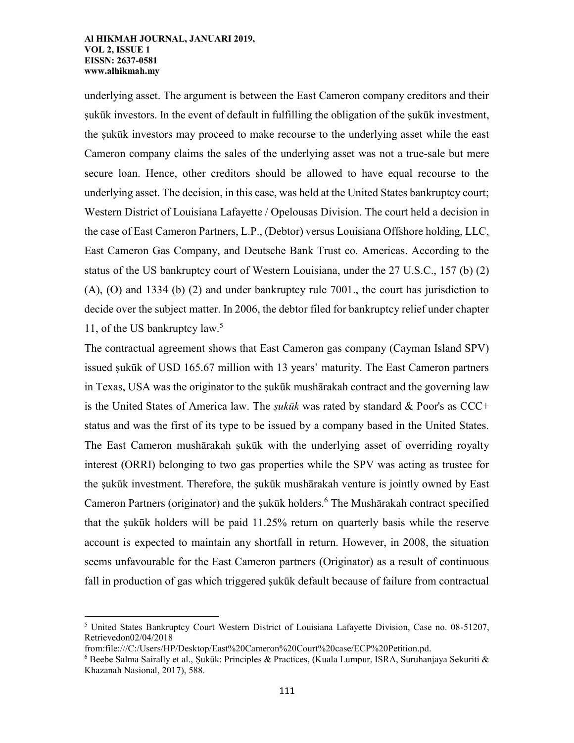underlying asset. The argument is between the East Cameron company creditors and their ṣukūk investors. In the event of default in fulfilling the obligation of the ṣukūk investment, the ṣukūk investors may proceed to make recourse to the underlying asset while the east Cameron company claims the sales of the underlying asset was not a true-sale but mere secure loan. Hence, other creditors should be allowed to have equal recourse to the underlying asset. The decision, in this case, was held at the United States bankruptcy court; Western District of Louisiana Lafayette / Opelousas Division. The court held a decision in the case of East Cameron Partners, L.P., (Debtor) versus Louisiana Offshore holding, LLC, East Cameron Gas Company, and Deutsche Bank Trust co. Americas. According to the status of the US bankruptcy court of Western Louisiana, under the 27 U.S.C., 157 (b) (2) (A), (O) and 1334 (b) (2) and under bankruptcy rule 7001., the court has jurisdiction to decide over the subject matter. In 2006, the debtor filed for bankruptcy relief under chapter 11, of the US bankruptcy law.[5]

The contractual agreement shows that East Cameron gas company (Cayman Island SPV) issued ṣukūk of USD 165.67 million with 13 years' maturity. The East Cameron partners in Texas, USA was the originator to the ṣukūk mushārakah contract and the governing law is the United States of America law. The *ṣukūk* was rated by standard & Poor's as CCC+ status and was the first of its type to be issued by a company based in the United States. The East Cameron mushārakah ṣukūk with the underlying asset of overriding royalty interest (ORRI) belonging to two gas properties while the SPV was acting as trustee for the ṣukūk investment. Therefore, the ṣukūk mushārakah venture is jointly owned by East Cameron Partners (originator) and the ṣukūk holders.[6] The Mushārakah contract specified that the ṣukūk holders will be paid 11.25% return on quarterly basis while the reserve account is expected to maintain any shortfall in return. However, in 2008, the situation seems unfavourable for the East Cameron partners (Originator) as a result of continuous fall in production of gas which triggered ṣukūk default because of failure from contractual

---

[5] United States Bankruptcy Court Western District of Louisiana Lafayette Division, Case no. 08-51207, Retrievedon02/04/2018 from:file:///C:/Users/HP/Desktop/East%20Cameron%20Court%20case/ECP%20Petition.pd.

[6] Beebe Salma Sairally et al., Ṣukūk: Principles & Practices, (Kuala Lumpur, ISRA, Suruhanjaya Sekuriti & Khazanah Nasional, 2017), 588.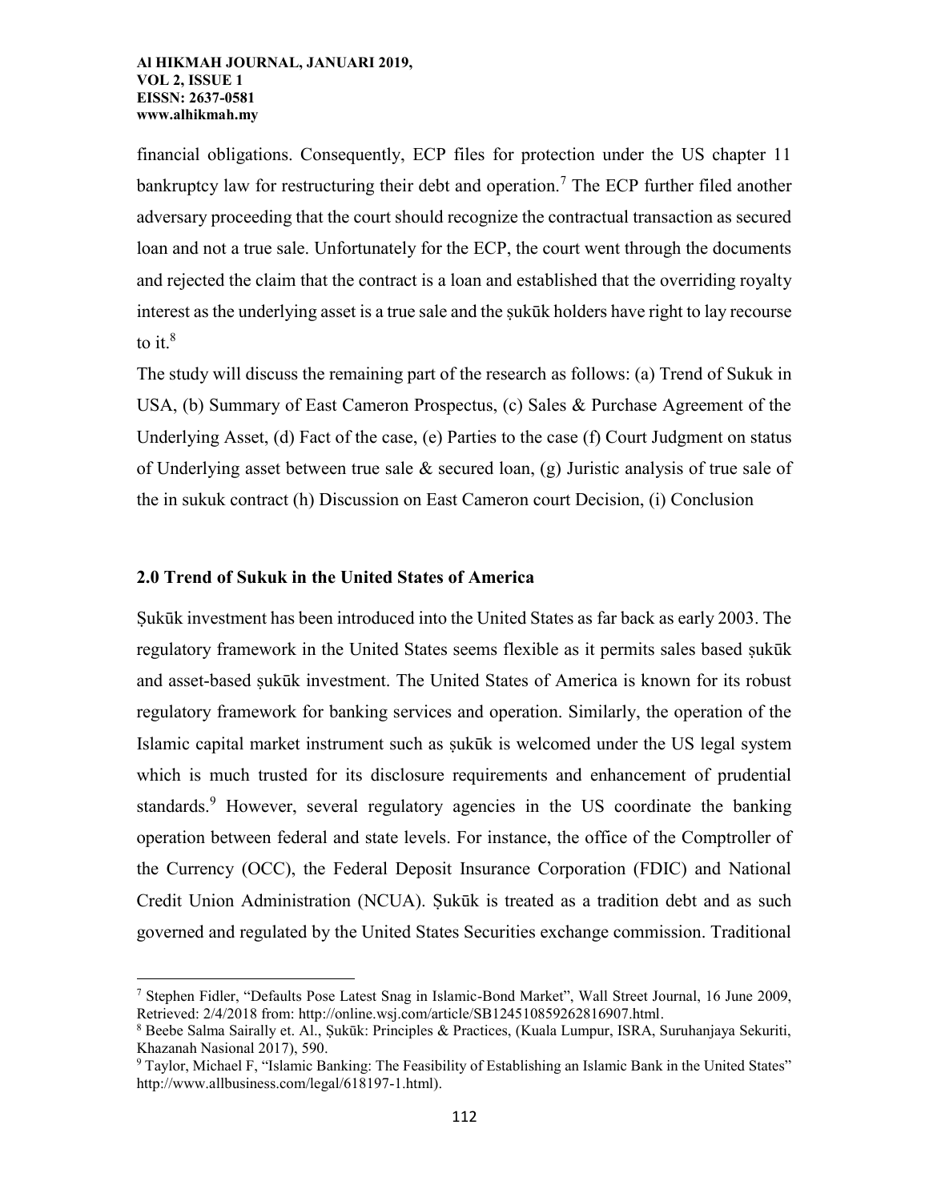financial obligations. Consequently, ECP files for protection under the US chapter 11 bankruptcy law for restructuring their debt and operation.[7] The ECP further filed another adversary proceeding that the court should recognize the contractual transaction as secured loan and not a true sale. Unfortunately for the ECP, the court went through the documents and rejected the claim that the contract is a loan and established that the overriding royalty interest as the underlying asset is a true sale and the ṣukūk holders have right to lay recourse to it.[8]

The study will discuss the remaining part of the research as follows: (a) Trend of Sukuk in USA, (b) Summary of East Cameron Prospectus, (c) Sales & Purchase Agreement of the Underlying Asset, (d) Fact of the case, (e) Parties to the case (f) Court Judgment on status of Underlying asset between true sale & secured loan, (g) Juristic analysis of true sale of the in sukuk contract (h) Discussion on East Cameron court Decision, (i) Conclusion

## 2.0 Trend of Sukuk in the United States of America

Ṣukūk investment has been introduced into the United States as far back as early 2003. The regulatory framework in the United States seems flexible as it permits sales based ṣukūk and asset-based ṣukūk investment. The United States of America is known for its robust regulatory framework for banking services and operation. Similarly, the operation of the Islamic capital market instrument such as ṣukūk is welcomed under the US legal system which is much trusted for its disclosure requirements and enhancement of prudential standards.[9] However, several regulatory agencies in the US coordinate the banking operation between federal and state levels. For instance, the office of the Comptroller of the Currency (OCC), the Federal Deposit Insurance Corporation (FDIC) and National Credit Union Administration (NCUA). Ṣukūk is treated as a tradition debt and as such governed and regulated by the United States Securities exchange commission. Traditional

---

[7] Stephen Fidler, "Defaults Pose Latest Snag in Islamic-Bond Market", Wall Street Journal, 16 June 2009, Retrieved: 2/4/2018 from: http://online.wsj.com/article/SB124510859262816907.html.

[8] Beebe Salma Sairally et. Al., Ṣukūk: Principles & Practices, (Kuala Lumpur, ISRA, Suruhanjaya Sekuriti, Khazanah Nasional 2017), 590.

[9] Taylor, Michael F, "Islamic Banking: The Feasibility of Establishing an Islamic Bank in the United States" http://www.allbusiness.com/legal/618197-1.html).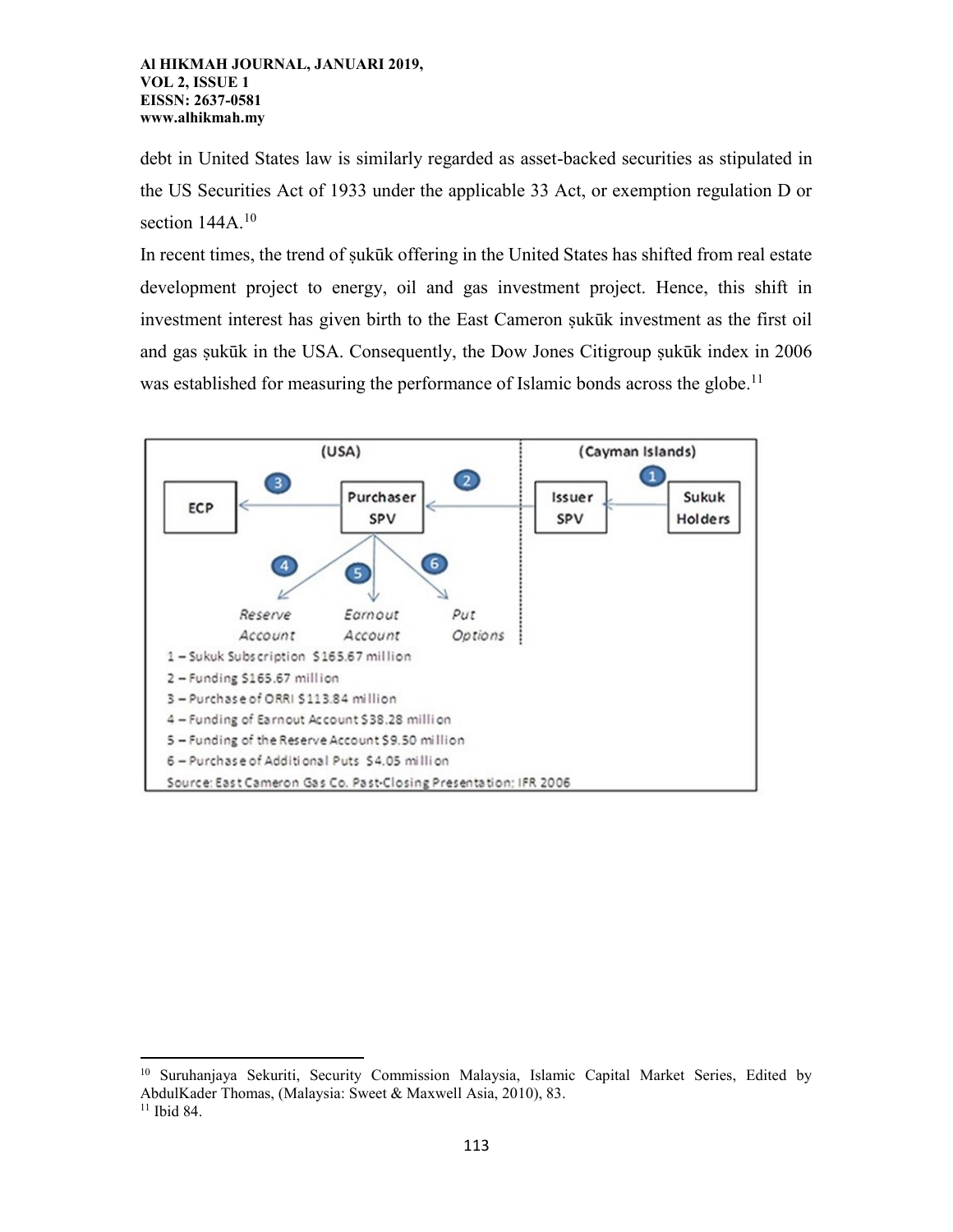debt in United States law is similarly regarded as asset-backed securities as stipulated in the US Securities Act of 1933 under the applicable 33 Act, or exemption regulation D or section 144A.[10]

In recent times, the trend of ṣukūk offering in the United States has shifted from real estate development project to energy, oil and gas investment project. Hence, this shift in investment interest has given birth to the East Cameron ṣukūk investment as the first oil and gas ṣukūk in the USA. Consequently, the Dow Jones Citigroup ṣukūk index in 2006 was established for measuring the performance of Islamic bonds across the globe.[11]

(USA) | (Cayman Islands)

ECP ← 3 ← Purchaser SPV ← 2 ← Issuer SPV ← 1 ← Sukuk Holders

Purchaser SPV → 4 Reserve Account; 5 Earnout Account; 6 Put Options

1 – Sukuk Subscription $165.67 million
2 – Funding $165.67 million
3 – Purchase of ORRI $113.84 million
4 – Funding of Earnout Account $38.28 million
5 – Funding of the Reserve Account $9.50 million
6 – Purchase of Additional Puts $4.05 million
Source: East Cameron Gas Co. Past-Closing Presentation: IFR 2006

---

[10] Suruhanjaya Sekuriti, Security Commission Malaysia, Islamic Capital Market Series, Edited by AbdulKader Thomas, (Malaysia: Sweet & Maxwell Asia, 2010), 83.

[11] Ibid 84.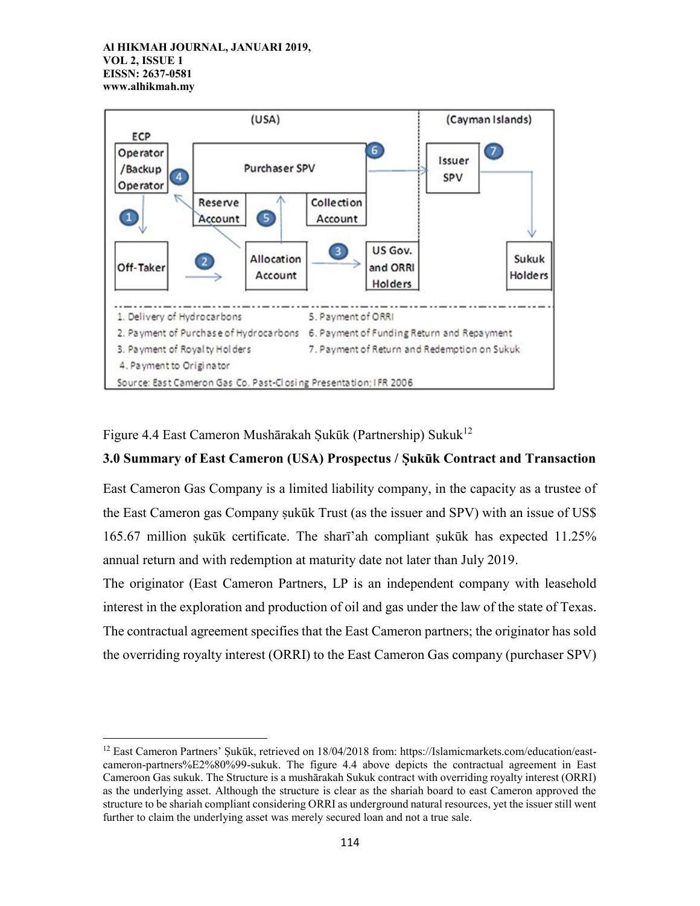Figure 4.4 East Cameron Mushārakah Ṣukūk (Partnership) Sukuk[12]

**3.0 Summary of East Cameron (USA) Prospectus / Ṣukūk Contract and Transaction**

East Cameron Gas Company is a limited liability company, in the capacity as a trustee of the East Cameron gas Company ṣukūk Trust (as the issuer and SPV) with an issue of US$ 165.67 million ṣukūk certificate. The sharī'ah compliant ṣukūk has expected 11.25% annual return and with redemption at maturity date not later than July 2019.

The originator (East Cameron Partners, LP is an independent company with leasehold interest in the exploration and production of oil and gas under the law of the state of Texas. The contractual agreement specifies that the East Cameron partners; the originator has sold the overriding royalty interest (ORRI) to the East Cameron Gas company (purchaser SPV)

---

[12] East Cameron Partners' Ṣukūk, retrieved on 18/04/2018 from: https://Islamicmarkets.com/education/east-cameron-partners%E2%80%99-sukuk. The figure 4.4 above depicts the contractual agreement in East Cameroon Gas sukuk. The Structure is a mushārakah Sukuk contract with overriding royalty interest (ORRI) as the underlying asset. Although the structure is clear as the shariah board to east Cameron approved the structure to be shariah compliant considering ORRI as underground natural resources, yet the issuer still went further to claim the underlying asset was merely secured loan and not a true sale.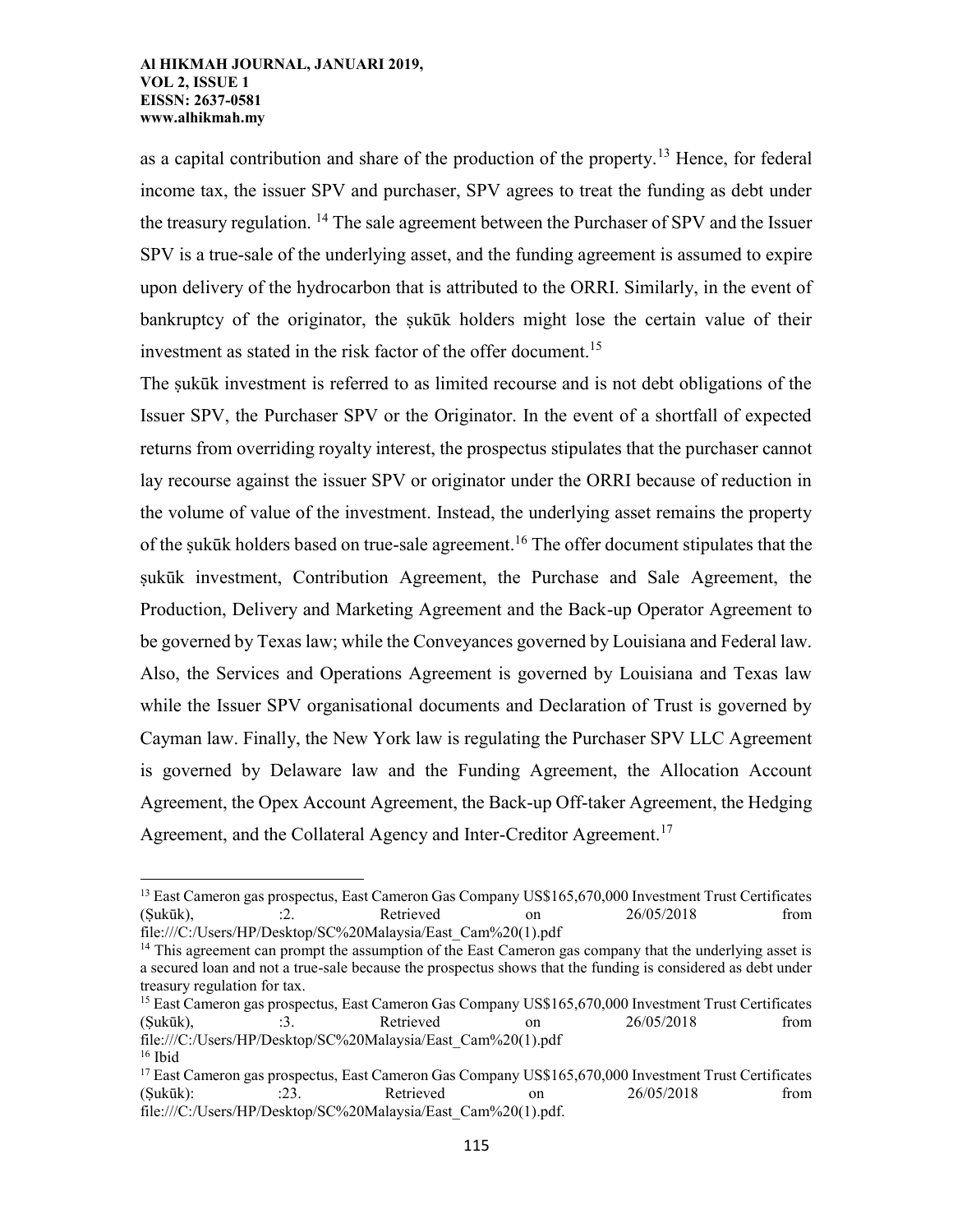as a capital contribution and share of the production of the property.[13] Hence, for federal income tax, the issuer SPV and purchaser, SPV agrees to treat the funding as debt under the treasury regulation. [14] The sale agreement between the Purchaser of SPV and the Issuer SPV is a true-sale of the underlying asset, and the funding agreement is assumed to expire upon delivery of the hydrocarbon that is attributed to the ORRI. Similarly, in the event of bankruptcy of the originator, the ṣukūk holders might lose the certain value of their investment as stated in the risk factor of the offer document.[15]

The ṣukūk investment is referred to as limited recourse and is not debt obligations of the Issuer SPV, the Purchaser SPV or the Originator. In the event of a shortfall of expected returns from overriding royalty interest, the prospectus stipulates that the purchaser cannot lay recourse against the issuer SPV or originator under the ORRI because of reduction in the volume of value of the investment. Instead, the underlying asset remains the property of the ṣukūk holders based on true-sale agreement.[16] The offer document stipulates that the ṣukūk investment, Contribution Agreement, the Purchase and Sale Agreement, the Production, Delivery and Marketing Agreement and the Back-up Operator Agreement to be governed by Texas law; while the Conveyances governed by Louisiana and Federal law. Also, the Services and Operations Agreement is governed by Louisiana and Texas law while the Issuer SPV organisational documents and Declaration of Trust is governed by Cayman law. Finally, the New York law is regulating the Purchaser SPV LLC Agreement is governed by Delaware law and the Funding Agreement, the Allocation Account Agreement, the Opex Account Agreement, the Back-up Off-taker Agreement, the Hedging Agreement, and the Collateral Agency and Inter-Creditor Agreement.[17]

---

[13] East Cameron gas prospectus, East Cameron Gas Company US$165,670,000 Investment Trust Certificates (Ṣukūk), :2. Retrieved on 26/05/2018 from file:///C:/Users/HP/Desktop/SC%20Malaysia/East_Cam%20(1).pdf

[14] This agreement can prompt the assumption of the East Cameron gas company that the underlying asset is a secured loan and not a true-sale because the prospectus shows that the funding is considered as debt under treasury regulation for tax.

[15] East Cameron gas prospectus, East Cameron Gas Company US$165,670,000 Investment Trust Certificates (Ṣukūk), :3. Retrieved on 26/05/2018 from file:///C:/Users/HP/Desktop/SC%20Malaysia/East_Cam%20(1).pdf

[16] Ibid

[17] East Cameron gas prospectus, East Cameron Gas Company US$165,670,000 Investment Trust Certificates (Ṣukūk): :23. Retrieved on 26/05/2018 from file:///C:/Users/HP/Desktop/SC%20Malaysia/East_Cam%20(1).pdf.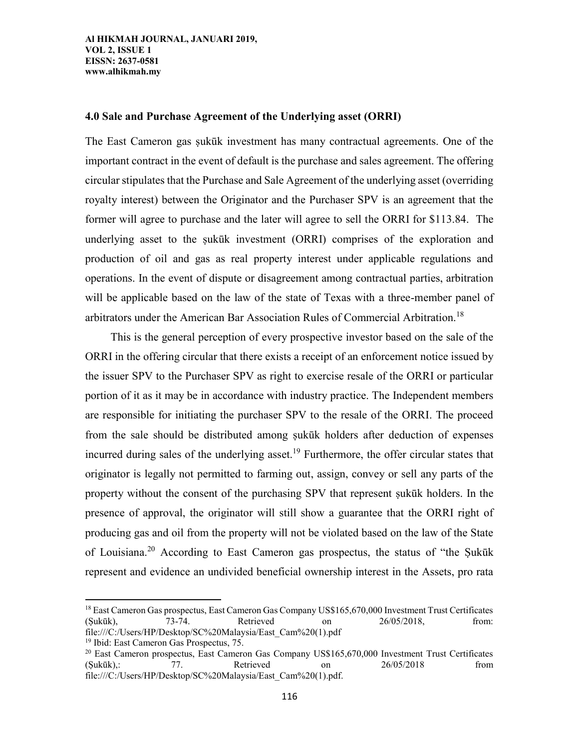### 4.0 Sale and Purchase Agreement of the Underlying asset (ORRI)

The East Cameron gas ṣukūk investment has many contractual agreements. One of the important contract in the event of default is the purchase and sales agreement. The offering circular stipulates that the Purchase and Sale Agreement of the underlying asset (overriding royalty interest) between the Originator and the Purchaser SPV is an agreement that the former will agree to purchase and the later will agree to sell the ORRI for \$113.84. The underlying asset to the ṣukūk investment (ORRI) comprises of the exploration and production of oil and gas as real property interest under applicable regulations and operations. In the event of dispute or disagreement among contractual parties, arbitration will be applicable based on the law of the state of Texas with a three-member panel of arbitrators under the American Bar Association Rules of Commercial Arbitration.[18]

This is the general perception of every prospective investor based on the sale of the ORRI in the offering circular that there exists a receipt of an enforcement notice issued by the issuer SPV to the Purchaser SPV as right to exercise resale of the ORRI or particular portion of it as it may be in accordance with industry practice. The Independent members are responsible for initiating the purchaser SPV to the resale of the ORRI. The proceed from the sale should be distributed among ṣukūk holders after deduction of expenses incurred during sales of the underlying asset.[19] Furthermore, the offer circular states that originator is legally not permitted to farming out, assign, convey or sell any parts of the property without the consent of the purchasing SPV that represent ṣukūk holders. In the presence of approval, the originator will still show a guarantee that the ORRI right of producing gas and oil from the property will not be violated based on the law of the State of Louisiana.[20] According to East Cameron gas prospectus, the status of "the Ṣukūk represent and evidence an undivided beneficial ownership interest in the Assets, pro rata

---

[18] East Cameron Gas prospectus, East Cameron Gas Company US\$165,670,000 Investment Trust Certificates (Ṣukūk), 73-74. Retrieved on 26/05/2018, from: file:///C:/Users/HP/Desktop/SC%20Malaysia/East_Cam%20(1).pdf

[19] Ibid: East Cameron Gas Prospectus, 75.

[20] East Cameron prospectus, East Cameron Gas Company US\$165,670,000 Investment Trust Certificates (Ṣukūk),: 77. Retrieved on 26/05/2018 from file:///C:/Users/HP/Desktop/SC%20Malaysia/East_Cam%20(1).pdf.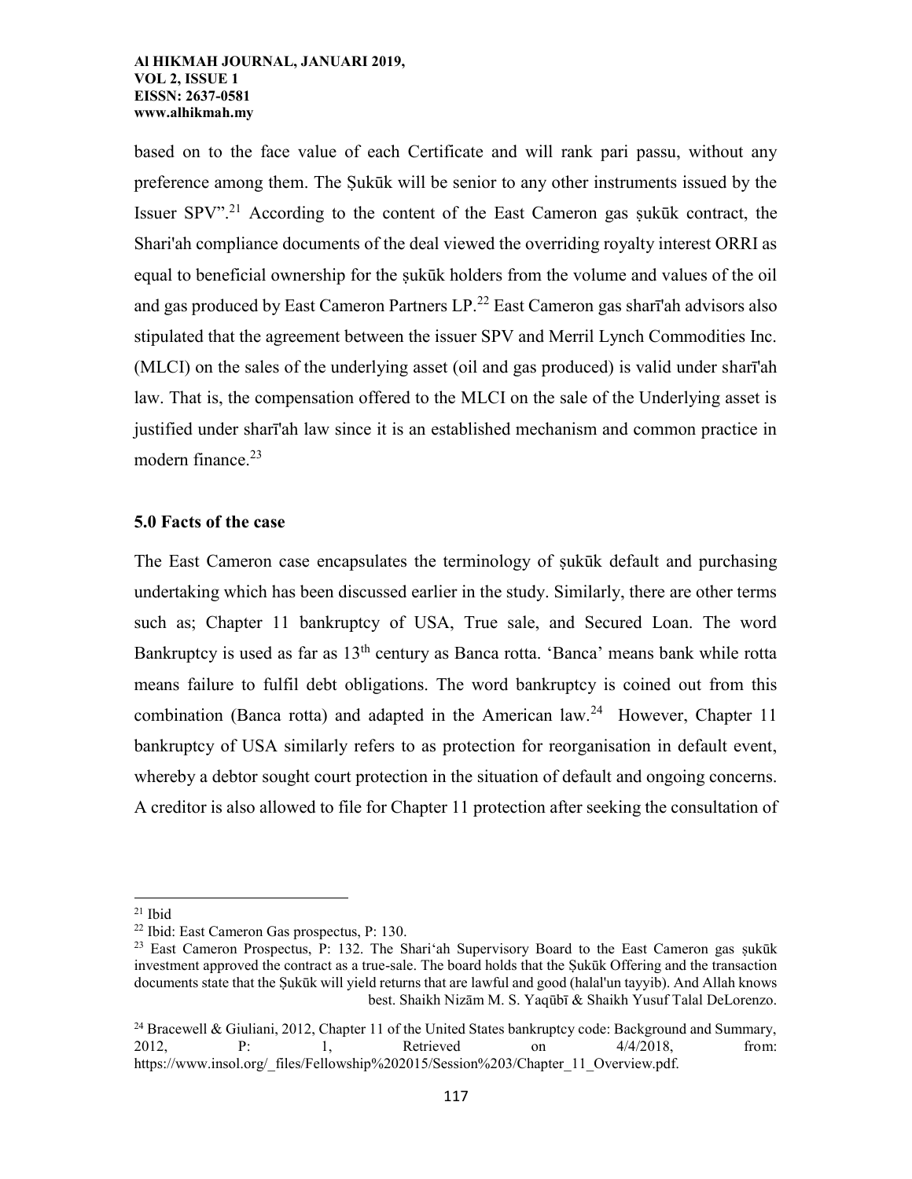based on to the face value of each Certificate and will rank pari passu, without any preference among them. The Ṣukūk will be senior to any other instruments issued by the Issuer SPV".[21] According to the content of the East Cameron gas ṣukūk contract, the Shari'ah compliance documents of the deal viewed the overriding royalty interest ORRI as equal to beneficial ownership for the ṣukūk holders from the volume and values of the oil and gas produced by East Cameron Partners LP.[22] East Cameron gas sharī'ah advisors also stipulated that the agreement between the issuer SPV and Merril Lynch Commodities Inc. (MLCI) on the sales of the underlying asset (oil and gas produced) is valid under sharī'ah law. That is, the compensation offered to the MLCI on the sale of the Underlying asset is justified under sharī'ah law since it is an established mechanism and common practice in modern finance.[23]

## 5.0 Facts of the case

The East Cameron case encapsulates the terminology of ṣukūk default and purchasing undertaking which has been discussed earlier in the study. Similarly, there are other terms such as; Chapter 11 bankruptcy of USA, True sale, and Secured Loan. The word Bankruptcy is used as far as 13th century as Banca rotta. 'Banca' means bank while rotta means failure to fulfil debt obligations. The word bankruptcy is coined out from this combination (Banca rotta) and adapted in the American law.[24] However, Chapter 11 bankruptcy of USA similarly refers to as protection for reorganisation in default event, whereby a debtor sought court protection in the situation of default and ongoing concerns. A creditor is also allowed to file for Chapter 11 protection after seeking the consultation of

---

[21] Ibid

[22] Ibid: East Cameron Gas prospectus, P: 130.

[23] East Cameron Prospectus, P: 132. The Shari'ah Supervisory Board to the East Cameron gas ṣukūk investment approved the contract as a true-sale. The board holds that the Ṣukūk Offering and the transaction documents state that the Ṣukūk will yield returns that are lawful and good (halal'un tayyib). And Allah knows best. Shaikh Nizām M. S. Yaqūbī & Shaikh Yusuf Talal DeLorenzo.

[24] Bracewell & Giuliani, 2012, Chapter 11 of the United States bankruptcy code: Background and Summary, 2012, P: 1, Retrieved on 4/4/2018, from: https://www.insol.org/_files/Fellowship%202015/Session%203/Chapter_11_Overview.pdf.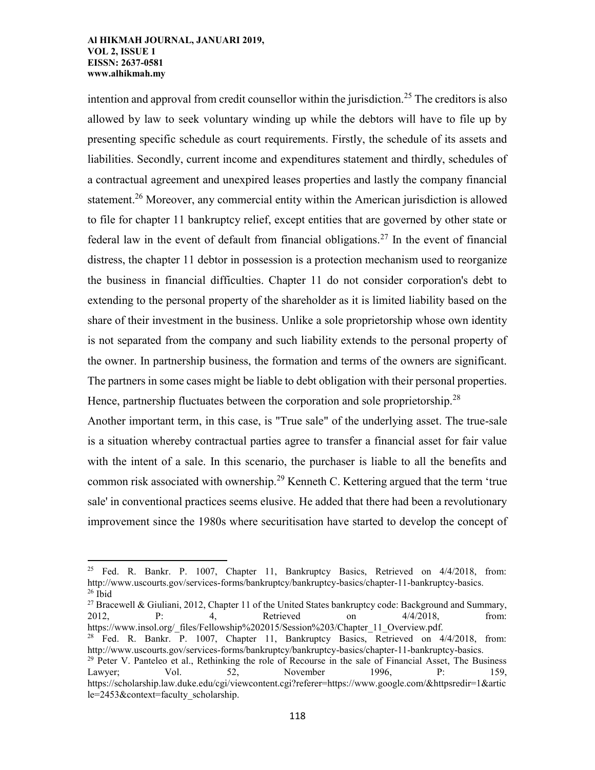intention and approval from credit counsellor within the jurisdiction.[25] The creditors is also allowed by law to seek voluntary winding up while the debtors will have to file up by presenting specific schedule as court requirements. Firstly, the schedule of its assets and liabilities. Secondly, current income and expenditures statement and thirdly, schedules of a contractual agreement and unexpired leases properties and lastly the company financial statement.[26] Moreover, any commercial entity within the American jurisdiction is allowed to file for chapter 11 bankruptcy relief, except entities that are governed by other state or federal law in the event of default from financial obligations.[27] In the event of financial distress, the chapter 11 debtor in possession is a protection mechanism used to reorganize the business in financial difficulties. Chapter 11 do not consider corporation's debt to extending to the personal property of the shareholder as it is limited liability based on the share of their investment in the business. Unlike a sole proprietorship whose own identity is not separated from the company and such liability extends to the personal property of the owner. In partnership business, the formation and terms of the owners are significant. The partners in some cases might be liable to debt obligation with their personal properties. Hence, partnership fluctuates between the corporation and sole proprietorship.[28]

Another important term, in this case, is "True sale" of the underlying asset. The true-sale is a situation whereby contractual parties agree to transfer a financial asset for fair value with the intent of a sale. In this scenario, the purchaser is liable to all the benefits and common risk associated with ownership.[29] Kenneth C. Kettering argued that the term 'true sale' in conventional practices seems elusive. He added that there had been a revolutionary improvement since the 1980s where securitisation have started to develop the concept of

---

[25] Fed. R. Bankr. P. 1007, Chapter 11, Bankruptcy Basics, Retrieved on 4/4/2018, from: http://www.uscourts.gov/services-forms/bankruptcy/bankruptcy-basics/chapter-11-bankruptcy-basics.

[26] Ibid

[27] Bracewell & Giuliani, 2012, Chapter 11 of the United States bankruptcy code: Background and Summary, 2012, P: 4, Retrieved on 4/4/2018, from: https://www.insol.org/_files/Fellowship%202015/Session%203/Chapter_11_Overview.pdf.

[28] Fed. R. Bankr. P. 1007, Chapter 11, Bankruptcy Basics, Retrieved on 4/4/2018, from: http://www.uscourts.gov/services-forms/bankruptcy/bankruptcy-basics/chapter-11-bankruptcy-basics.

[29] Peter V. Panteleo et al., Rethinking the role of Recourse in the sale of Financial Asset, The Business Lawyer; Vol. 52, November 1996, P: 159, https://scholarship.law.duke.edu/cgi/viewcontent.cgi?referer=https://www.google.com/&httpsredir=1&article=2453&context=faculty_scholarship.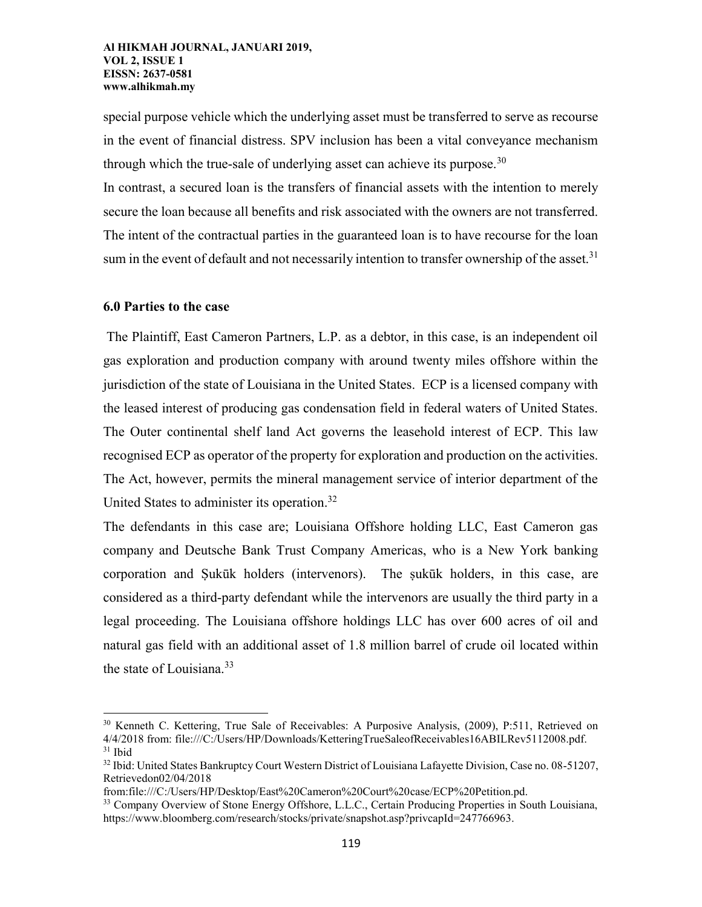special purpose vehicle which the underlying asset must be transferred to serve as recourse in the event of financial distress. SPV inclusion has been a vital conveyance mechanism through which the true-sale of underlying asset can achieve its purpose.[30]

In contrast, a secured loan is the transfers of financial assets with the intention to merely secure the loan because all benefits and risk associated with the owners are not transferred. The intent of the contractual parties in the guaranteed loan is to have recourse for the loan sum in the event of default and not necessarily intention to transfer ownership of the asset.[31]

## 6.0 Parties to the case

The Plaintiff, East Cameron Partners, L.P. as a debtor, in this case, is an independent oil gas exploration and production company with around twenty miles offshore within the jurisdiction of the state of Louisiana in the United States. ECP is a licensed company with the leased interest of producing gas condensation field in federal waters of United States. The Outer continental shelf land Act governs the leasehold interest of ECP. This law recognised ECP as operator of the property for exploration and production on the activities. The Act, however, permits the mineral management service of interior department of the United States to administer its operation.[32]

The defendants in this case are; Louisiana Offshore holding LLC, East Cameron gas company and Deutsche Bank Trust Company Americas, who is a New York banking corporation and Ṣukūk holders (intervenors). The ṣukūk holders, in this case, are considered as a third-party defendant while the intervenors are usually the third party in a legal proceeding. The Louisiana offshore holdings LLC has over 600 acres of oil and natural gas field with an additional asset of 1.8 million barrel of crude oil located within the state of Louisiana.[33]

---

[30] Kenneth C. Kettering, True Sale of Receivables: A Purposive Analysis, (2009), P:511, Retrieved on 4/4/2018 from: file:///C:/Users/HP/Downloads/KetteringTrueSaleofReceivables16ABILRev5112008.pdf.

[31] Ibid

[32] Ibid: United States Bankruptcy Court Western District of Louisiana Lafayette Division, Case no. 08-51207, Retrievedon02/04/2018 from:file:///C:/Users/HP/Desktop/East%20Cameron%20Court%20case/ECP%20Petition.pd.

[33] Company Overview of Stone Energy Offshore, L.L.C., Certain Producing Properties in South Louisiana, https://www.bloomberg.com/research/stocks/private/snapshot.asp?privcapId=247766963.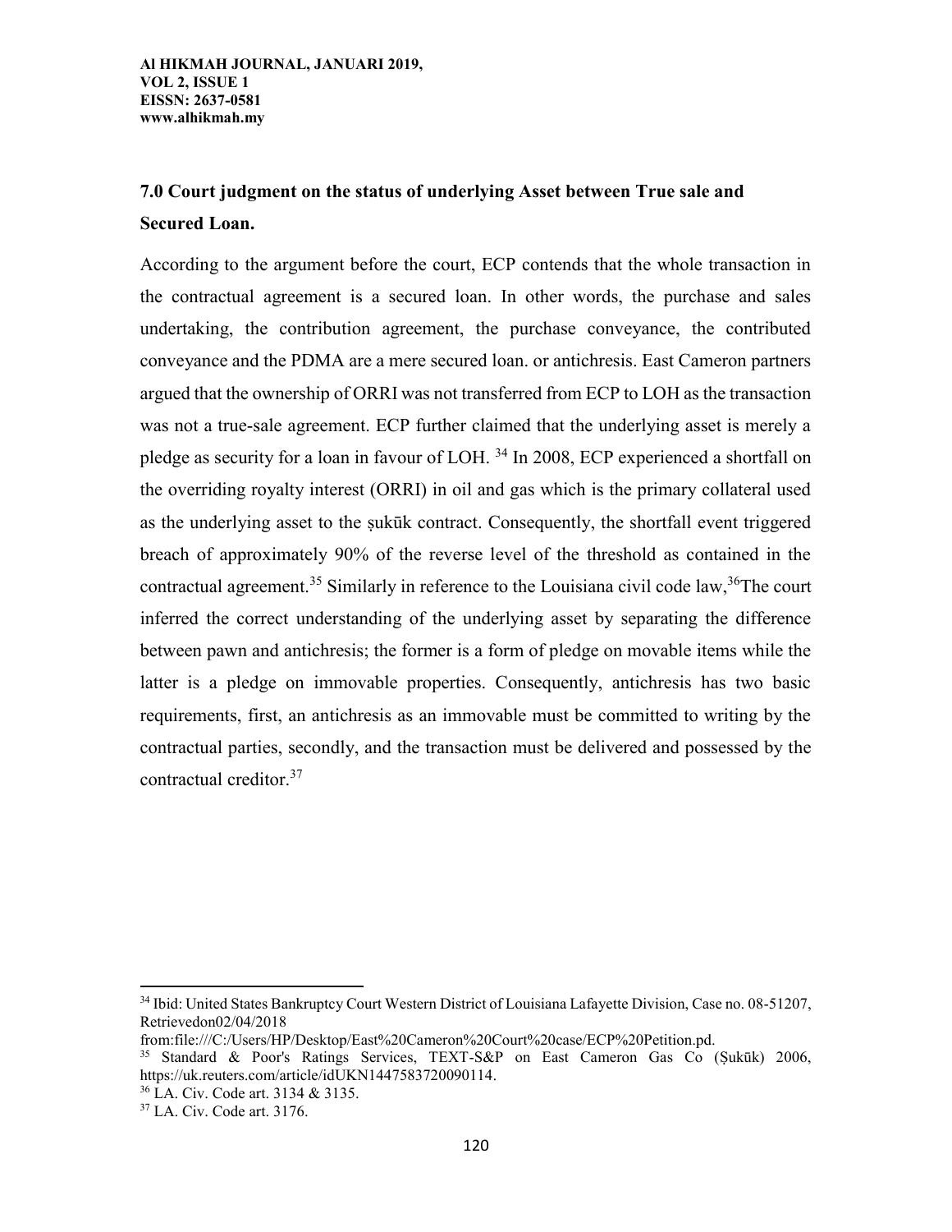## 7.0 Court judgment on the status of underlying Asset between True sale and Secured Loan.

According to the argument before the court, ECP contends that the whole transaction in the contractual agreement is a secured loan. In other words, the purchase and sales undertaking, the contribution agreement, the purchase conveyance, the contributed conveyance and the PDMA are a mere secured loan. or antichresis. East Cameron partners argued that the ownership of ORRI was not transferred from ECP to LOH as the transaction was not a true-sale agreement. ECP further claimed that the underlying asset is merely a pledge as security for a loan in favour of LOH. [34] In 2008, ECP experienced a shortfall on the overriding royalty interest (ORRI) in oil and gas which is the primary collateral used as the underlying asset to the ṣukūk contract. Consequently, the shortfall event triggered breach of approximately 90% of the reverse level of the threshold as contained in the contractual agreement.[35] Similarly in reference to the Louisiana civil code law,[36]The court inferred the correct understanding of the underlying asset by separating the difference between pawn and antichresis; the former is a form of pledge on movable items while the latter is a pledge on immovable properties. Consequently, antichresis has two basic requirements, first, an antichresis as an immovable must be committed to writing by the contractual parties, secondly, and the transaction must be delivered and possessed by the contractual creditor.[37]

---

[34] Ibid: United States Bankruptcy Court Western District of Louisiana Lafayette Division, Case no. 08-51207, Retrievedon02/04/2018 from:file:///C:/Users/HP/Desktop/East%20Cameron%20Court%20case/ECP%20Petition.pd.

[35] Standard & Poor's Ratings Services, TEXT-S&P on East Cameron Gas Co (Ṣukūk) 2006, https://uk.reuters.com/article/idUKN1447583720090114.

[36] LA. Civ. Code art. 3134 & 3135.

[37] LA. Civ. Code art. 3176.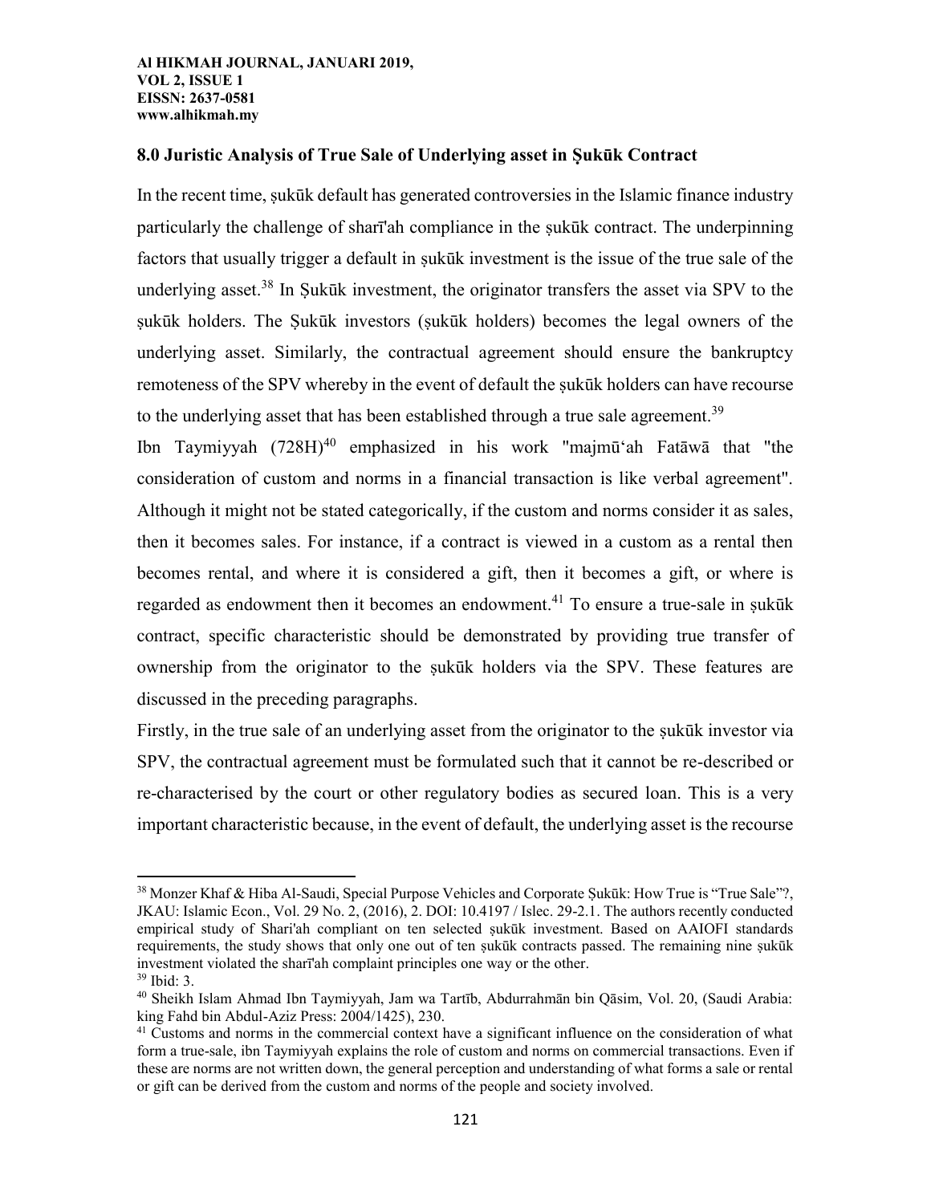## 8.0 Juristic Analysis of True Sale of Underlying asset in Ṣukūk Contract

In the recent time, ṣukūk default has generated controversies in the Islamic finance industry particularly the challenge of sharī'ah compliance in the ṣukūk contract. The underpinning factors that usually trigger a default in ṣukūk investment is the issue of the true sale of the underlying asset.[38] In Ṣukūk investment, the originator transfers the asset via SPV to the ṣukūk holders. The Ṣukūk investors (ṣukūk holders) becomes the legal owners of the underlying asset. Similarly, the contractual agreement should ensure the bankruptcy remoteness of the SPV whereby in the event of default the ṣukūk holders can have recourse to the underlying asset that has been established through a true sale agreement.[39]

Ibn Taymiyyah (728H)[40] emphasized in his work "majmū'ah Fatāwā that "the consideration of custom and norms in a financial transaction is like verbal agreement". Although it might not be stated categorically, if the custom and norms consider it as sales, then it becomes sales. For instance, if a contract is viewed in a custom as a rental then becomes rental, and where it is considered a gift, then it becomes a gift, or where is regarded as endowment then it becomes an endowment.[41] To ensure a true-sale in ṣukūk contract, specific characteristic should be demonstrated by providing true transfer of ownership from the originator to the ṣukūk holders via the SPV. These features are discussed in the preceding paragraphs.

Firstly, in the true sale of an underlying asset from the originator to the ṣukūk investor via SPV, the contractual agreement must be formulated such that it cannot be re-described or re-characterised by the court or other regulatory bodies as secured loan. This is a very important characteristic because, in the event of default, the underlying asset is the recourse

---

[38] Monzer Khaf & Hiba Al-Saudi, Special Purpose Vehicles and Corporate Ṣukūk: How True is "True Sale"?, JKAU: Islamic Econ., Vol. 29 No. 2, (2016), 2. DOI: 10.4197 / Islec. 29-2.1. The authors recently conducted empirical study of Shari'ah compliant on ten selected ṣukūk investment. Based on AAIOFI standards requirements, the study shows that only one out of ten ṣukūk contracts passed. The remaining nine ṣukūk investment violated the sharī'ah complaint principles one way or the other.

[39] Ibid: 3.

[40] Sheikh Islam Ahmad Ibn Taymiyyah, Jam wa Tartīb, Abdurrahmān bin Qāsim, Vol. 20, (Saudi Arabia: king Fahd bin Abdul-Aziz Press: 2004/1425), 230.

[41] Customs and norms in the commercial context have a significant influence on the consideration of what form a true-sale, ibn Taymiyyah explains the role of custom and norms on commercial transactions. Even if these are norms are not written down, the general perception and understanding of what forms a sale or rental or gift can be derived from the custom and norms of the people and society involved.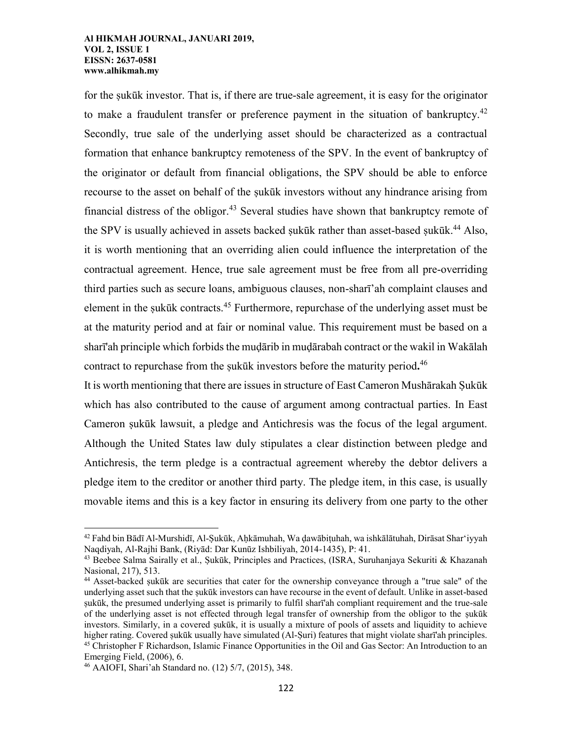for the ṣukūk investor. That is, if there are true-sale agreement, it is easy for the originator to make a fraudulent transfer or preference payment in the situation of bankruptcy.[42] Secondly, true sale of the underlying asset should be characterized as a contractual formation that enhance bankruptcy remoteness of the SPV. In the event of bankruptcy of the originator or default from financial obligations, the SPV should be able to enforce recourse to the asset on behalf of the ṣukūk investors without any hindrance arising from financial distress of the obligor.[43] Several studies have shown that bankruptcy remote of the SPV is usually achieved in assets backed ṣukūk rather than asset-based ṣukūk.[44] Also, it is worth mentioning that an overriding alien could influence the interpretation of the contractual agreement. Hence, true sale agreement must be free from all pre-overriding third parties such as secure loans, ambiguous clauses, non-sharī'ah complaint clauses and element in the ṣukūk contracts.[45] Furthermore, repurchase of the underlying asset must be at the maturity period and at fair or nominal value. This requirement must be based on a sharī'ah principle which forbids the muḍārib in muḍārabah contract or the wakil in Wakālah contract to repurchase from the ṣukūk investors before the maturity period**.**[46]

It is worth mentioning that there are issues in structure of East Cameron Mushārakah Ṣukūk which has also contributed to the cause of argument among contractual parties. In East Cameron ṣukūk lawsuit, a pledge and Antichresis was the focus of the legal argument. Although the United States law duly stipulates a clear distinction between pledge and Antichresis, the term pledge is a contractual agreement whereby the debtor delivers a pledge item to the creditor or another third party. The pledge item, in this case, is usually movable items and this is a key factor in ensuring its delivery from one party to the other

---

[42] Fahd bin Bādī Al-Murshidī, Al-Ṣukūk, Aḥkāmuhah, Wa ḍawābiṭuhah, wa ishkālātuhah, Dirāsat Shar'iyyah Naqdiyah, Al-Rajhi Bank, (Riyād: Dar Kunūz Ishbiliyah, 2014-1435), P: 41.

[43] Beebee Salma Sairally et al., Ṣukūk, Principles and Practices, (ISRA, Suruhanjaya Sekuriti & Khazanah Nasional, 217), 513.

[44] Asset-backed ṣukūk are securities that cater for the ownership conveyance through a "true sale" of the underlying asset such that the ṣukūk investors can have recourse in the event of default. Unlike in asset-based ṣukūk, the presumed underlying asset is primarily to fulfil sharī'ah compliant requirement and the true-sale of the underlying asset is not effected through legal transfer of ownership from the obligor to the ṣukūk investors. Similarly, in a covered ṣukūk, it is usually a mixture of pools of assets and liquidity to achieve higher rating. Covered ṣukūk usually have simulated (Al-Ṣuri) features that might violate sharī'ah principles.

[45] Christopher F Richardson, Islamic Finance Opportunities in the Oil and Gas Sector: An Introduction to an Emerging Field, (2006), 6.

[46] AAIOFI, Shari'ah Standard no. (12) 5/7, (2015), 348.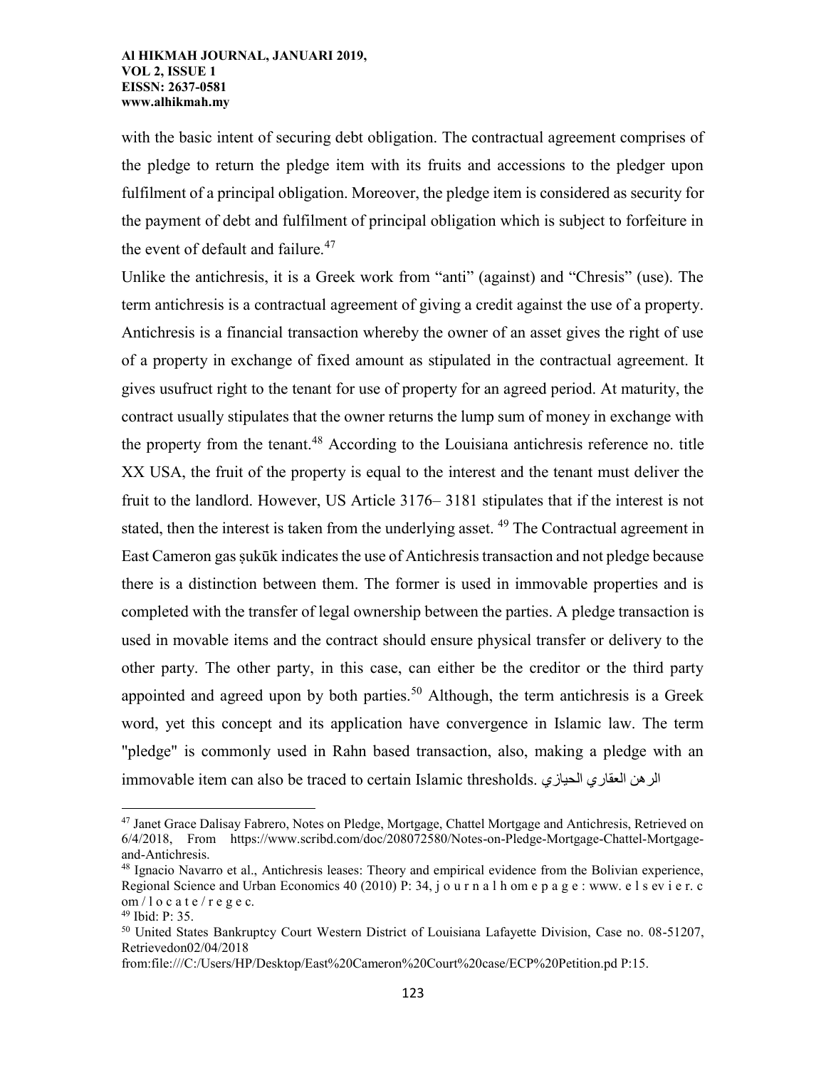with the basic intent of securing debt obligation. The contractual agreement comprises of the pledge to return the pledge item with its fruits and accessions to the pledger upon fulfilment of a principal obligation. Moreover, the pledge item is considered as security for the payment of debt and fulfilment of principal obligation which is subject to forfeiture in the event of default and failure.[47]

Unlike the antichresis, it is a Greek work from "anti" (against) and "Chresis" (use). The term antichresis is a contractual agreement of giving a credit against the use of a property. Antichresis is a financial transaction whereby the owner of an asset gives the right of use of a property in exchange of fixed amount as stipulated in the contractual agreement. It gives usufruct right to the tenant for use of property for an agreed period. At maturity, the contract usually stipulates that the owner returns the lump sum of money in exchange with the property from the tenant.[48] According to the Louisiana antichresis reference no. title XX USA, the fruit of the property is equal to the interest and the tenant must deliver the fruit to the landlord. However, US Article 3176– 3181 stipulates that if the interest is not stated, then the interest is taken from the underlying asset. [49] The Contractual agreement in East Cameron gas ṣukūk indicates the use of Antichresis transaction and not pledge because there is a distinction between them. The former is used in immovable properties and is completed with the transfer of legal ownership between the parties. A pledge transaction is used in movable items and the contract should ensure physical transfer or delivery to the other party. The other party, in this case, can either be the creditor or the third party appointed and agreed upon by both parties.[50] Although, the term antichresis is a Greek word, yet this concept and its application have convergence in Islamic law. The term "pledge" is commonly used in Rahn based transaction, also, making a pledge with an immovable item can also be traced to certain Islamic thresholds. الرهن العقاري الحيازي

---

[47] Janet Grace Dalisay Fabrero, Notes on Pledge, Mortgage, Chattel Mortgage and Antichresis, Retrieved on 6/4/2018, From https://www.scribd.com/doc/208072580/Notes-on-Pledge-Mortgage-Chattel-Mortgage-and-Antichresis.

[48] Ignacio Navarro et al., Antichresis leases: Theory and empirical evidence from the Bolivian experience, Regional Science and Urban Economics 40 (2010) P: 34, j o u r n a l h om e p a g e : www. e l s ev i e r. c om / l o c a t e / r e g e c.

[49] Ibid: P: 35.

[50] United States Bankruptcy Court Western District of Louisiana Lafayette Division, Case no. 08-51207, Retrievedon02/04/2018 from:file:///C:/Users/HP/Desktop/East%20Cameron%20Court%20case/ECP%20Petition.pd P:15.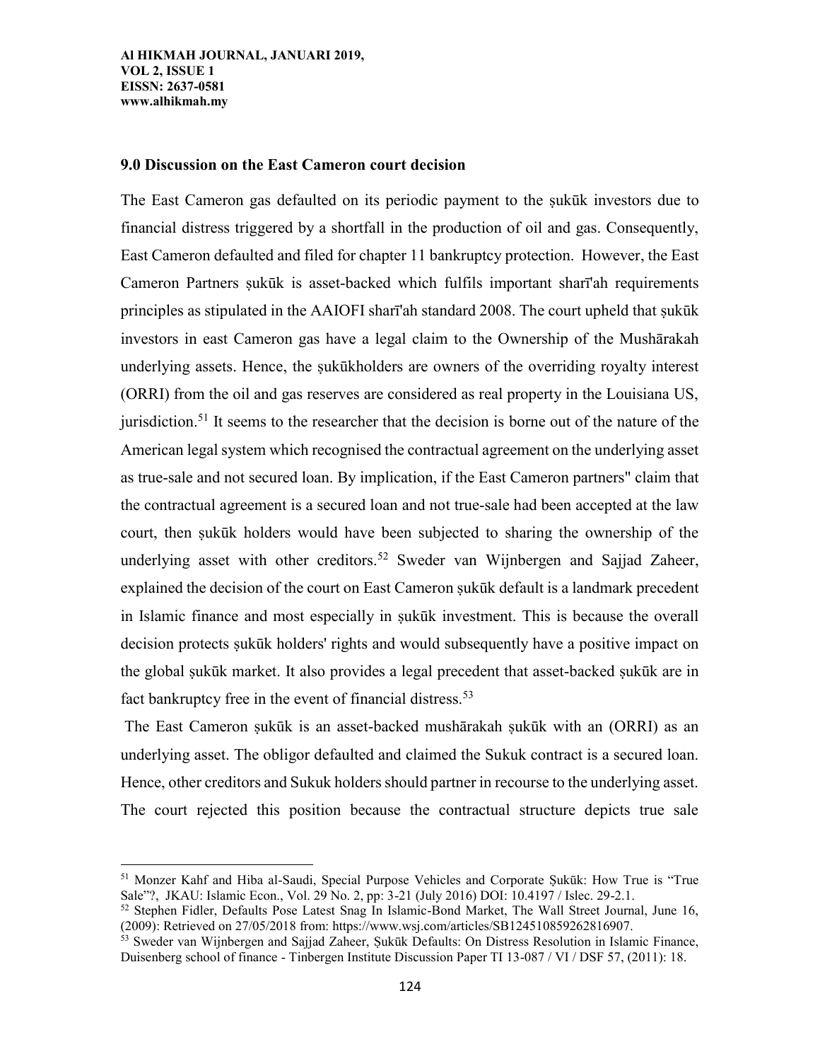### 9.0 Discussion on the East Cameron court decision

The East Cameron gas defaulted on its periodic payment to the ṣukūk investors due to financial distress triggered by a shortfall in the production of oil and gas. Consequently, East Cameron defaulted and filed for chapter 11 bankruptcy protection. However, the East Cameron Partners ṣukūk is asset-backed which fulfils important sharī'ah requirements principles as stipulated in the AAIOFI sharī'ah standard 2008. The court upheld that ṣukūk investors in east Cameron gas have a legal claim to the Ownership of the Mushārakah underlying assets. Hence, the ṣukūkholders are owners of the overriding royalty interest (ORRI) from the oil and gas reserves are considered as real property in the Louisiana US, jurisdiction.[51] It seems to the researcher that the decision is borne out of the nature of the American legal system which recognised the contractual agreement on the underlying asset as true-sale and not secured loan. By implication, if the East Cameron partners" claim that the contractual agreement is a secured loan and not true-sale had been accepted at the law court, then ṣukūk holders would have been subjected to sharing the ownership of the underlying asset with other creditors.[52] Sweder van Wijnbergen and Sajjad Zaheer, explained the decision of the court on East Cameron ṣukūk default is a landmark precedent in Islamic finance and most especially in ṣukūk investment. This is because the overall decision protects ṣukūk holders' rights and would subsequently have a positive impact on the global ṣukūk market. It also provides a legal precedent that asset-backed ṣukūk are in fact bankruptcy free in the event of financial distress.[53]

The East Cameron ṣukūk is an asset-backed mushārakah ṣukūk with an (ORRI) as an underlying asset. The obligor defaulted and claimed the Sukuk contract is a secured loan. Hence, other creditors and Sukuk holders should partner in recourse to the underlying asset. The court rejected this position because the contractual structure depicts true sale

---

[51] Monzer Kahf and Hiba al-Saudi, Special Purpose Vehicles and Corporate Ṣukūk: How True is "True Sale"?, JKAU: Islamic Econ., Vol. 29 No. 2, pp: 3-21 (July 2016) DOI: 10.4197 / Islec. 29-2.1.

[52] Stephen Fidler, Defaults Pose Latest Snag In Islamic-Bond Market, The Wall Street Journal, June 16, (2009): Retrieved on 27/05/2018 from: https://www.wsj.com/articles/SB124510859262816907.

[53] Sweder van Wijnbergen and Sajjad Zaheer, Ṣukūk Defaults: On Distress Resolution in Islamic Finance, Duisenberg school of finance - Tinbergen Institute Discussion Paper TI 13-087 / VI / DSF 57, (2011): 18.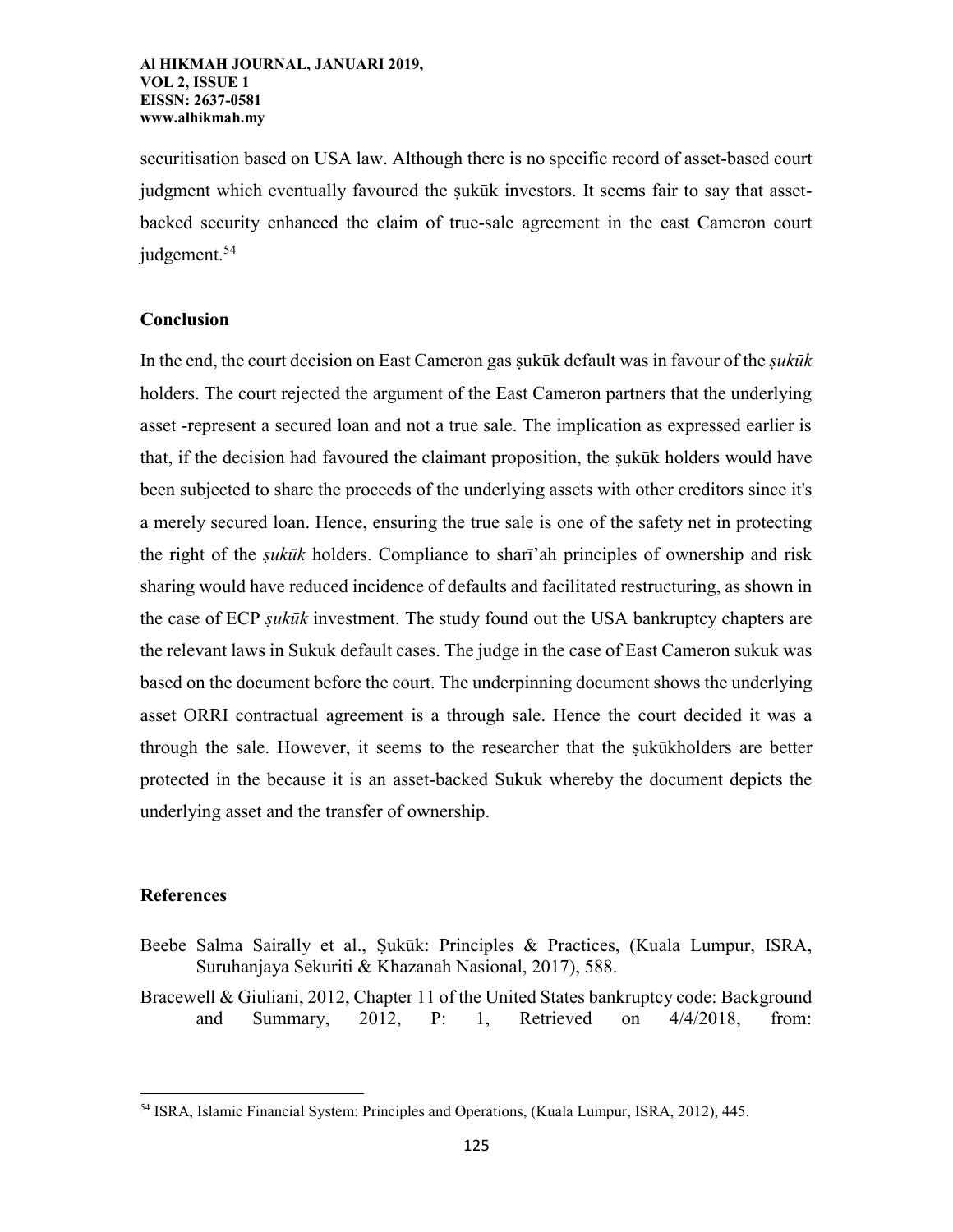securitisation based on USA law. Although there is no specific record of asset-based court judgment which eventually favoured the ṣukūk investors. It seems fair to say that asset-backed security enhanced the claim of true-sale agreement in the east Cameron court judgement.[54]

## Conclusion

In the end, the court decision on East Cameron gas ṣukūk default was in favour of the *ṣukūk* holders. The court rejected the argument of the East Cameron partners that the underlying asset -represent a secured loan and not a true sale. The implication as expressed earlier is that, if the decision had favoured the claimant proposition, the ṣukūk holders would have been subjected to share the proceeds of the underlying assets with other creditors since it's a merely secured loan. Hence, ensuring the true sale is one of the safety net in protecting the right of the *ṣukūk* holders. Compliance to sharī'ah principles of ownership and risk sharing would have reduced incidence of defaults and facilitated restructuring, as shown in the case of ECP *ṣukūk* investment. The study found out the USA bankruptcy chapters are the relevant laws in Sukuk default cases. The judge in the case of East Cameron sukuk was based on the document before the court. The underpinning document shows the underlying asset ORRI contractual agreement is a through sale. Hence the court decided it was a through the sale. However, it seems to the researcher that the ṣukūkholders are better protected in the because it is an asset-backed Sukuk whereby the document depicts the underlying asset and the transfer of ownership.

## References

Beebe Salma Sairally et al., Ṣukūk: Principles & Practices, (Kuala Lumpur, ISRA, Suruhanjaya Sekuriti & Khazanah Nasional, 2017), 588.

Bracewell & Giuliani, 2012, Chapter 11 of the United States bankruptcy code: Background and Summary, 2012, P: 1, Retrieved on 4/4/2018, from:

[54] ISRA, Islamic Financial System: Principles and Operations, (Kuala Lumpur, ISRA, 2012), 445.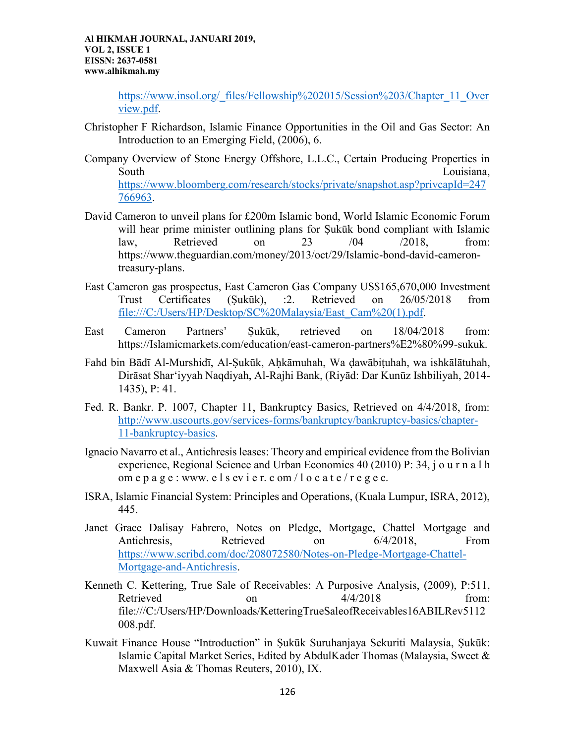https://www.insol.org/_files/Fellowship%202015/Session%203/Chapter_11_Overview.pdf.

Christopher F Richardson, Islamic Finance Opportunities in the Oil and Gas Sector: An Introduction to an Emerging Field, (2006), 6.

Company Overview of Stone Energy Offshore, L.L.C., Certain Producing Properties in South Louisiana, https://www.bloomberg.com/research/stocks/private/snapshot.asp?privcapId=247766963.

David Cameron to unveil plans for £200m Islamic bond, World Islamic Economic Forum will hear prime minister outlining plans for Ṣukūk bond compliant with Islamic law, Retrieved on 23 /04 /2018, from: https://www.theguardian.com/money/2013/oct/29/Islamic-bond-david-cameron-treasury-plans.

East Cameron gas prospectus, East Cameron Gas Company US$165,670,000 Investment Trust Certificates (Ṣukūk), :2. Retrieved on 26/05/2018 from file:///C:/Users/HP/Desktop/SC%20Malaysia/East_Cam%20(1).pdf.

East Cameron Partners' Ṣukūk, retrieved on 18/04/2018 from: https://Islamicmarkets.com/education/east-cameron-partners%E2%80%99-sukuk.

Fahd bin Bādī Al-Murshidī, Al-Ṣukūk, Aḥkāmuhah, Wa ḍawābiṭuhah, wa ishkālātuhah, Dirāsat Shar'iyyah Naqdiyah, Al-Rajhi Bank, (Riyād: Dar Kunūz Ishbiliyah, 2014-1435), P: 41.

Fed. R. Bankr. P. 1007, Chapter 11, Bankruptcy Basics, Retrieved on 4/4/2018, from: http://www.uscourts.gov/services-forms/bankruptcy/bankruptcy-basics/chapter-11-bankruptcy-basics.

Ignacio Navarro et al., Antichresis leases: Theory and empirical evidence from the Bolivian experience, Regional Science and Urban Economics 40 (2010) P: 34, j o u r n a l h om e p a g e : www. e l s ev i e r. c om / l o c a t e / r e g e c.

ISRA, Islamic Financial System: Principles and Operations, (Kuala Lumpur, ISRA, 2012), 445.

Janet Grace Dalisay Fabrero, Notes on Pledge, Mortgage, Chattel Mortgage and Antichresis, Retrieved on 6/4/2018, From https://www.scribd.com/doc/208072580/Notes-on-Pledge-Mortgage-Chattel-Mortgage-and-Antichresis.

Kenneth C. Kettering, True Sale of Receivables: A Purposive Analysis, (2009), P:511, Retrieved on 4/4/2018 from: file:///C:/Users/HP/Downloads/KetteringTrueSaleofReceivables16ABILRev5112008.pdf.

Kuwait Finance House "Introduction" in Ṣukūk Suruhanjaya Sekuriti Malaysia, Ṣukūk: Islamic Capital Market Series, Edited by AbdulKader Thomas (Malaysia, Sweet & Maxwell Asia & Thomas Reuters, 2010), IX.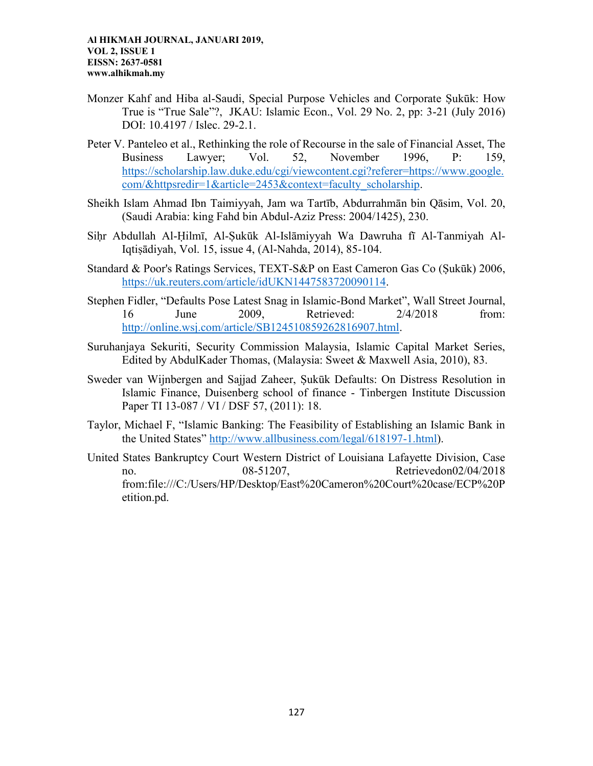Monzer Kahf and Hiba al-Saudi, Special Purpose Vehicles and Corporate Ṣukūk: How True is "True Sale"?, JKAU: Islamic Econ., Vol. 29 No. 2, pp: 3-21 (July 2016) DOI: 10.4197 / Islec. 29-2.1.

Peter V. Panteleo et al., Rethinking the role of Recourse in the sale of Financial Asset, The Business Lawyer; Vol. 52, November 1996, P: 159, https://scholarship.law.duke.edu/cgi/viewcontent.cgi?referer=https://www.google.com/&httpsredir=1&article=2453&context=faculty_scholarship.

Sheikh Islam Ahmad Ibn Taimiyyah, Jam wa Tartīb, Abdurrahmān bin Qāsim, Vol. 20, (Saudi Arabia: king Fahd bin Abdul-Aziz Press: 2004/1425), 230.

Siḥr Abdullah Al-Ḥilmī, Al-Ṣukūk Al-Islāmiyyah Wa Dawruha fī Al-Tanmiyah Al-Iqtiṣādiyah, Vol. 15, issue 4, (Al-Nahda, 2014), 85-104.

Standard & Poor's Ratings Services, TEXT-S&P on East Cameron Gas Co (Ṣukūk) 2006, https://uk.reuters.com/article/idUKN1447583720090114.

Stephen Fidler, "Defaults Pose Latest Snag in Islamic-Bond Market", Wall Street Journal, 16 June 2009, Retrieved: 2/4/2018 from: http://online.wsj.com/article/SB124510859262816907.html.

Suruhanjaya Sekuriti, Security Commission Malaysia, Islamic Capital Market Series, Edited by AbdulKader Thomas, (Malaysia: Sweet & Maxwell Asia, 2010), 83.

Sweder van Wijnbergen and Sajjad Zaheer, Ṣukūk Defaults: On Distress Resolution in Islamic Finance, Duisenberg school of finance - Tinbergen Institute Discussion Paper TI 13-087 / VI / DSF 57, (2011): 18.

Taylor, Michael F, "Islamic Banking: The Feasibility of Establishing an Islamic Bank in the United States" http://www.allbusiness.com/legal/618197-1.html).

United States Bankruptcy Court Western District of Louisiana Lafayette Division, Case no. 08-51207, Retrievedon02/04/2018 from:file:///C:/Users/HP/Desktop/East%20Cameron%20Court%20case/ECP%20Petition.pd.